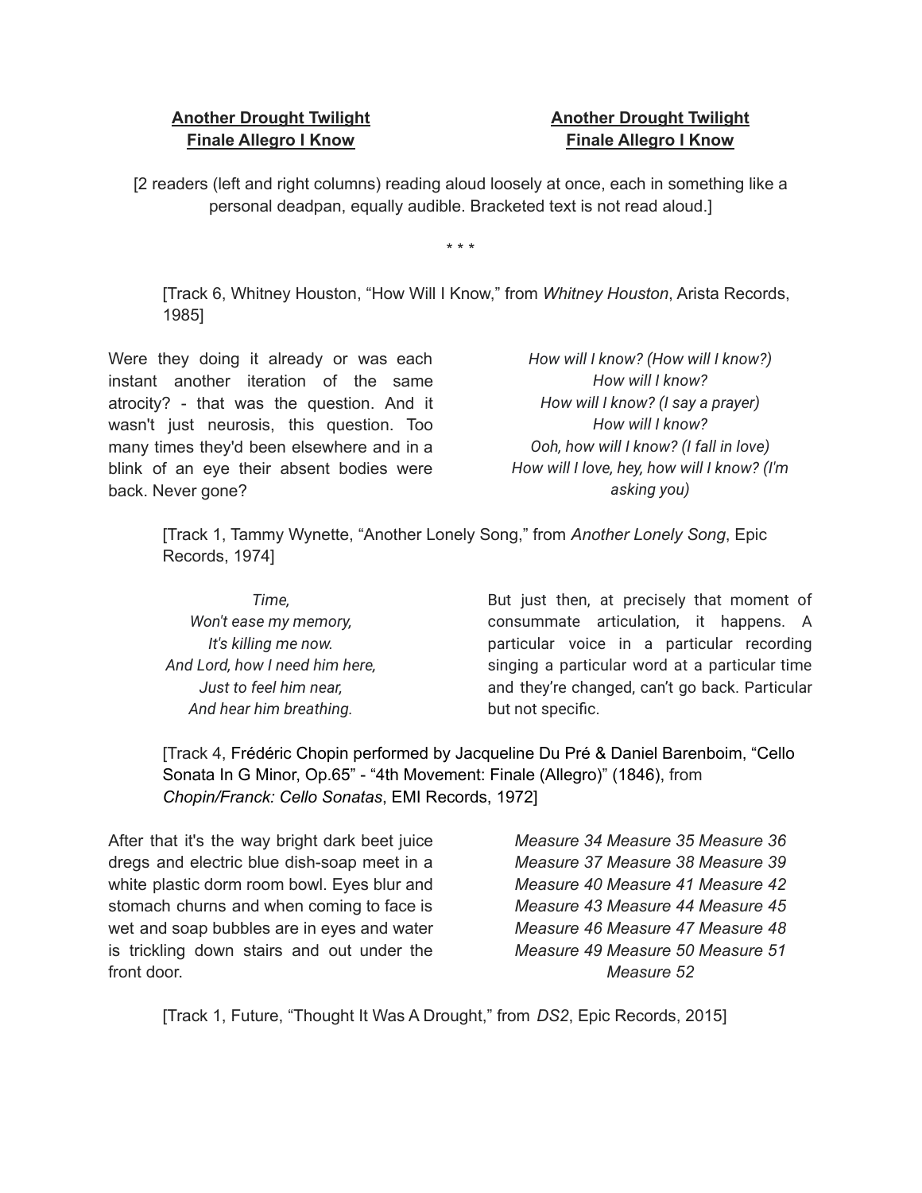**Another Drought Twilight**
**Finale Allegro I Know**

**Another Drought Twilight**
**Finale Allegro I Know**

[2 readers (left and right columns) reading aloud loosely at once, each in something like a personal deadpan, equally audible. Bracketed text is not read aloud.]

\* \* \*

[Track 6, Whitney Houston, "How Will I Know," from *Whitney Houston*, Arista Records, 1985]

Were they doing it already or was each instant another iteration of the same atrocity? - that was the question. And it wasn't just neurosis, this question. Too many times they'd been elsewhere and in a blink of an eye their absent bodies were back. Never gone?

*How will I know? (How will I know?)*
*How will I know?*
*How will I know? (I say a prayer)*
*How will I know?*
*Ooh, how will I know? (I fall in love)*
*How will I love, hey, how will I know? (I'm asking you)*

[Track 1, Tammy Wynette, "Another Lonely Song," from *Another Lonely Song*, Epic Records, 1974]

*Time,*
*Won't ease my memory,*
*It's killing me now.*
*And Lord, how I need him here,*
*Just to feel him near,*
*And hear him breathing.*

But just then, at precisely that moment of consummate articulation, it happens. A particular voice in a particular recording singing a particular word at a particular time and they're changed, can't go back. Particular but not specific.

[Track 4, Frédéric Chopin performed by Jacqueline Du Pré & Daniel Barenboim, "Cello Sonata In G Minor, Op.65" - "4th Movement: Finale (Allegro)" (1846), from *Chopin/Franck: Cello Sonatas*, EMI Records, 1972]

After that it's the way bright dark beet juice dregs and electric blue dish-soap meet in a white plastic dorm room bowl. Eyes blur and stomach churns and when coming to face is wet and soap bubbles are in eyes and water is trickling down stairs and out under the front door.

*Measure 34 Measure 35 Measure 36*
*Measure 37 Measure 38 Measure 39*
*Measure 40 Measure 41 Measure 42*
*Measure 43 Measure 44 Measure 45*
*Measure 46 Measure 47 Measure 48*
*Measure 49 Measure 50 Measure 51*
*Measure 52*

[Track 1, Future, "Thought It Was A Drought," from *DS2*, Epic Records, 2015]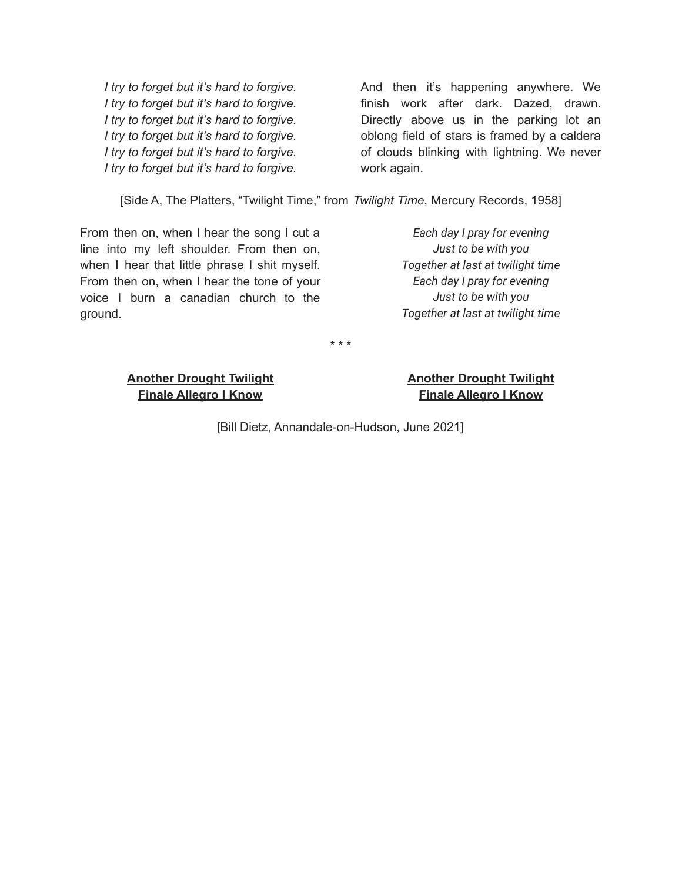*I try to forget but it's hard to forgive.*
*I try to forget but it's hard to forgive.*
*I try to forget but it's hard to forgive.*
*I try to forget but it's hard to forgive.*
*I try to forget but it's hard to forgive.*
*I try to forget but it's hard to forgive.*

And then it's happening anywhere. We finish work after dark. Dazed, drawn. Directly above us in the parking lot an oblong field of stars is framed by a caldera of clouds blinking with lightning. We never work again.

[Side A, The Platters, "Twilight Time," from *Twilight Time*, Mercury Records, 1958]

From then on, when I hear the song I cut a line into my left shoulder. From then on, when I hear that little phrase I shit myself. From then on, when I hear the tone of your voice I burn a canadian church to the ground.

*Each day I pray for evening*
*Just to be with you*
*Together at last at twilight time*
*Each day I pray for evening*
*Just to be with you*
*Together at last at twilight time*

\* \* \*

**Another Drought Twilight**
**Finale Allegro I Know**

**Another Drought Twilight**
**Finale Allegro I Know**

[Bill Dietz, Annandale-on-Hudson, June 2021]